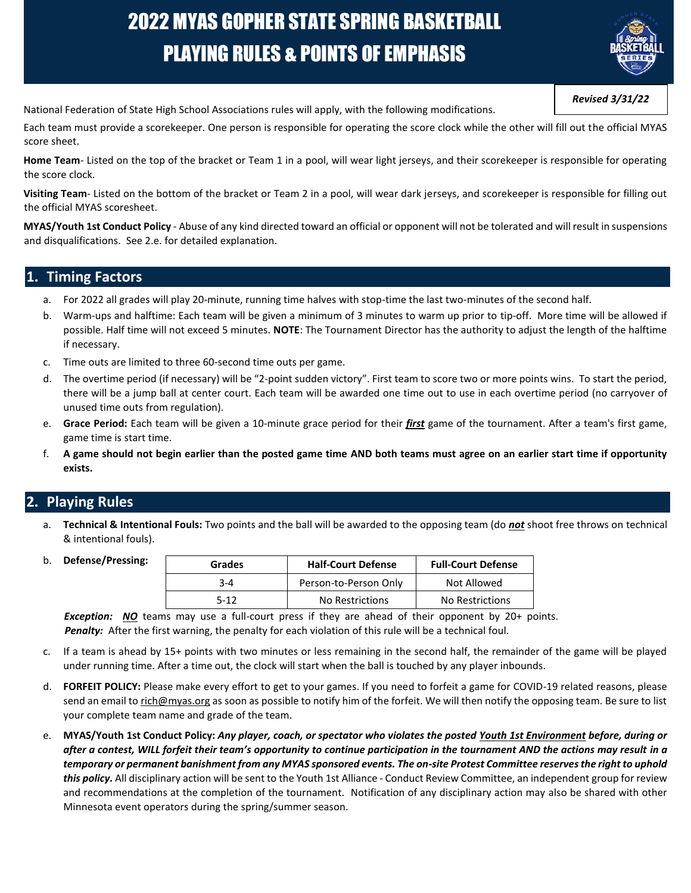# 2022 MYAS GOPHER STATE SPRING BASKETBALL PLAYING RULES & POINTS OF EMPHASIS

***Revised 3/31/22***

National Federation of State High School Associations rules will apply, with the following modifications.

Each team must provide a scorekeeper. One person is responsible for operating the score clock while the other will fill out the official MYAS score sheet.

**Home Team**- Listed on the top of the bracket or Team 1 in a pool, will wear light jerseys, and their scorekeeper is responsible for operating the score clock.

**Visiting Team**- Listed on the bottom of the bracket or Team 2 in a pool, will wear dark jerseys, and scorekeeper is responsible for filling out the official MYAS scoresheet.

**MYAS/Youth 1st Conduct Policy** - Abuse of any kind directed toward an official or opponent will not be tolerated and will result in suspensions and disqualifications. See 2.e. for detailed explanation.

## 1. Timing Factors

a. For 2022 all grades will play 20-minute, running time halves with stop-time the last two-minutes of the second half.

b. Warm-ups and halftime: Each team will be given a minimum of 3 minutes to warm up prior to tip-off. More time will be allowed if possible. Half time will not exceed 5 minutes. **NOTE**: The Tournament Director has the authority to adjust the length of the halftime if necessary.

c. Time outs are limited to three 60-second time outs per game.

d. The overtime period (if necessary) will be "2-point sudden victory". First team to score two or more points wins. To start the period, there will be a jump ball at center court. Each team will be awarded one time out to use in each overtime period (no carryover of unused time outs from regulation).

e. **Grace Period:** Each team will be given a 10-minute grace period for their ***first*** game of the tournament. After a team's first game, game time is start time.

f. **A game should not begin earlier than the posted game time AND both teams must agree on an earlier start time if opportunity exists.**

## 2. Playing Rules

a. **Technical & Intentional Fouls:** Two points and the ball will be awarded to the opposing team (do ***not*** shoot free throws on technical & intentional fouls).

b. **Defense/Pressing:**

| Grades | Half-Court Defense | Full-Court Defense |
|---|---|---|
| 3-4 | Person-to-Person Only | Not Allowed |
| 5-12 | No Restrictions | No Restrictions |

***Exception:*** ***NO*** teams may use a full-court press if they are ahead of their opponent by 20+ points.
***Penalty:*** After the first warning, the penalty for each violation of this rule will be a technical foul.

c. If a team is ahead by 15+ points with two minutes or less remaining in the second half, the remainder of the game will be played under running time. After a time out, the clock will start when the ball is touched by any player inbounds.

d. **FORFEIT POLICY:** Please make every effort to get to your games. If you need to forfeit a game for COVID-19 related reasons, please send an email to rich@myas.org as soon as possible to notify him of the forfeit. We will then notify the opposing team. Be sure to list your complete team name and grade of the team.

e. **MYAS/Youth 1st Conduct Policy:** ***Any player, coach, or spectator who violates the posted Youth 1st Environment before, during or after a contest, WILL forfeit their team's opportunity to continue participation in the tournament AND the actions may result in a temporary or permanent banishment from any MYAS sponsored events. The on-site Protest Committee reserves the right to uphold this policy.*** All disciplinary action will be sent to the Youth 1st Alliance - Conduct Review Committee, an independent group for review and recommendations at the completion of the tournament. Notification of any disciplinary action may also be shared with other Minnesota event operators during the spring/summer season.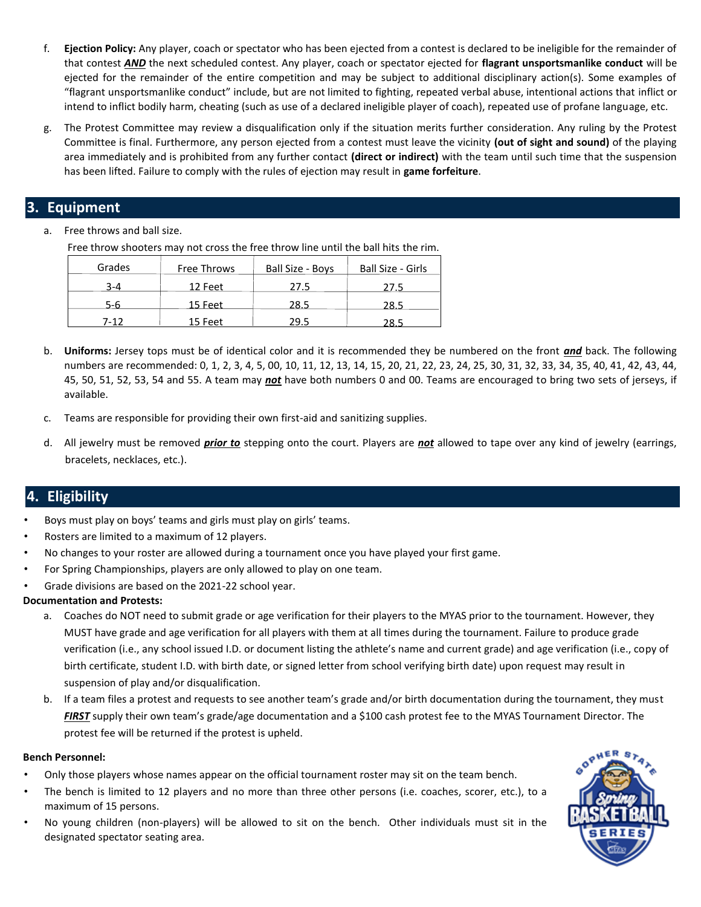f. **Ejection Policy:** Any player, coach or spectator who has been ejected from a contest is declared to be ineligible for the remainder of that contest ***AND*** the next scheduled contest. Any player, coach or spectator ejected for **flagrant unsportsmanlike conduct** will be ejected for the remainder of the entire competition and may be subject to additional disciplinary action(s). Some examples of "flagrant unsportsmanlike conduct" include, but are not limited to fighting, repeated verbal abuse, intentional actions that inflict or intend to inflict bodily harm, cheating (such as use of a declared ineligible player of coach), repeated use of profane language, etc.

g. The Protest Committee may review a disqualification only if the situation merits further consideration. Any ruling by the Protest Committee is final. Furthermore, any person ejected from a contest must leave the vicinity **(out of sight and sound)** of the playing area immediately and is prohibited from any further contact **(direct or indirect)** with the team until such time that the suspension has been lifted. Failure to comply with the rules of ejection may result in **game forfeiture**.

## 3. Equipment

a. Free throws and ball size.

Free throw shooters may not cross the free throw line until the ball hits the rim.

| Grades | Free Throws | Ball Size - Boys | Ball Size - Girls |
|---|---|---|---|
| 3-4 | 12 Feet | 27.5 | 27.5 |
| 5-6 | 15 Feet | 28.5 | 28.5 |
| 7-12 | 15 Feet | 29.5 | 28.5 |

b. **Uniforms:** Jersey tops must be of identical color and it is recommended they be numbered on the front ***and*** back. The following numbers are recommended: 0, 1, 2, 3, 4, 5, 00, 10, 11, 12, 13, 14, 15, 20, 21, 22, 23, 24, 25, 30, 31, 32, 33, 34, 35, 40, 41, 42, 43, 44, 45, 50, 51, 52, 53, 54 and 55. A team may ***not*** have both numbers 0 and 00. Teams are encouraged to bring two sets of jerseys, if available.

c. Teams are responsible for providing their own first-aid and sanitizing supplies.

d. All jewelry must be removed ***prior to*** stepping onto the court. Players are ***not*** allowed to tape over any kind of jewelry (earrings, bracelets, necklaces, etc.).

## 4. Eligibility

- Boys must play on boys' teams and girls must play on girls' teams.
- Rosters are limited to a maximum of 12 players.
- No changes to your roster are allowed during a tournament once you have played your first game.
- For Spring Championships, players are only allowed to play on one team.
- Grade divisions are based on the 2021-22 school year.

**Documentation and Protests:**

a. Coaches do NOT need to submit grade or age verification for their players to the MYAS prior to the tournament. However, they MUST have grade and age verification for all players with them at all times during the tournament. Failure to produce grade verification (i.e., any school issued I.D. or document listing the athlete's name and current grade) and age verification (i.e., copy of birth certificate, student I.D. with birth date, or signed letter from school verifying birth date) upon request may result in suspension of play and/or disqualification.

b. If a team files a protest and requests to see another team's grade and/or birth documentation during the tournament, they must ***FIRST*** supply their own team's grade/age documentation and a $100 cash protest fee to the MYAS Tournament Director. The protest fee will be returned if the protest is upheld.

**Bench Personnel:**

- Only those players whose names appear on the official tournament roster may sit on the team bench.
- The bench is limited to 12 players and no more than three other persons (i.e. coaches, scorer, etc.), to a maximum of 15 persons.
- No young children (non-players) will be allowed to sit on the bench. Other individuals must sit in the designated spectator seating area.